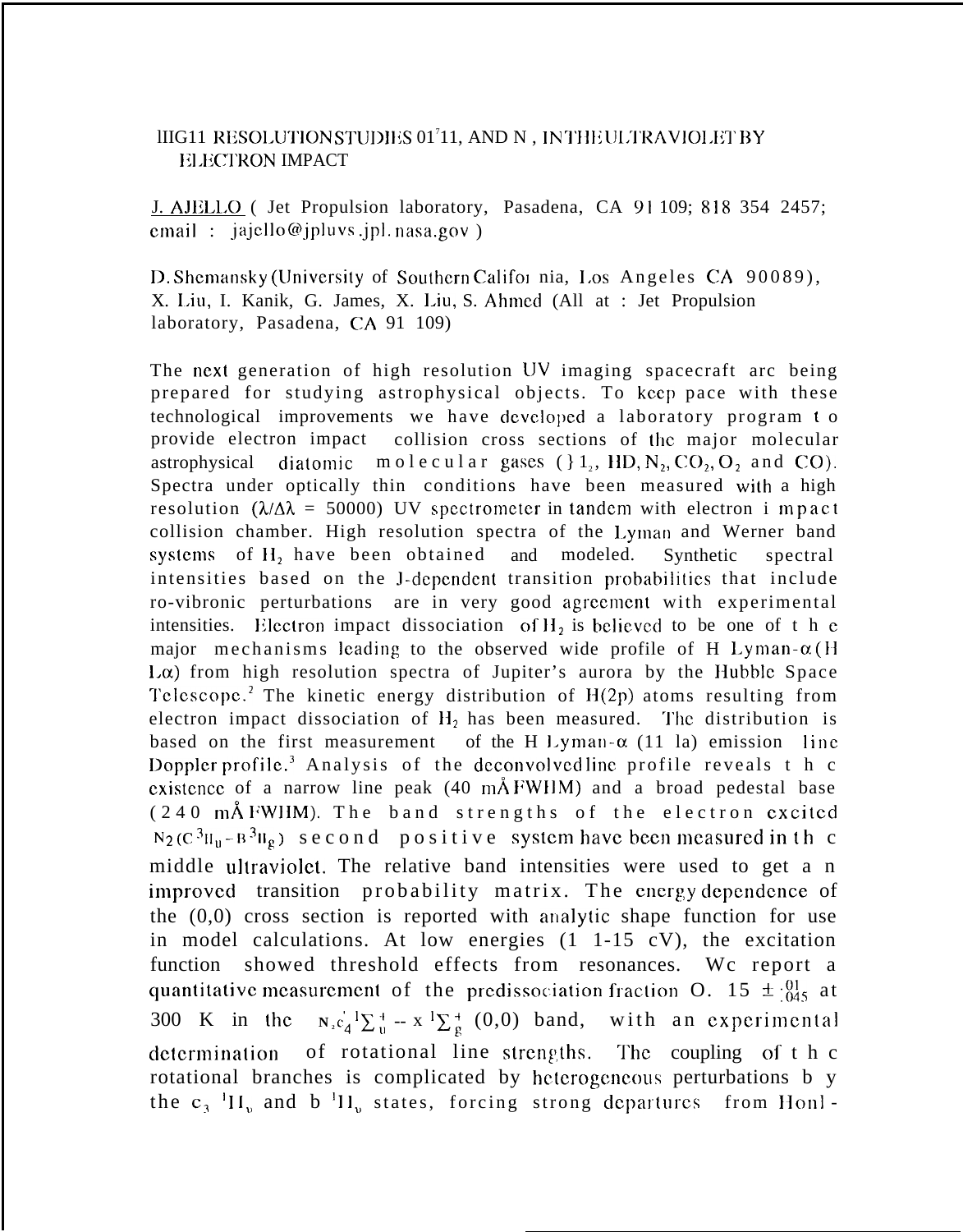# HIGH RESOLUTION STUDIES OF $H_2$ AND $N_2$ IN THE ULTRAVIOLET BY ELECTRON IMPACT

J. AJELLO ( Jet Propulsion laboratory, Pasadena, CA 91 109; 818 354 2457; email : jajello@jpluvs.jpl.nasa.gov )

D. Shemansky (University of Southern California, Los Angeles CA 90089), X. Liu, I. Kanik, G. James, X. Liu, S. Ahmed (All at : Jet Propulsion laboratory, Pasadena, CA 91 109)

The next generation of high resolution UV imaging spacecraft are being prepared for studying astrophysical objects. To keep pace with these technological improvements we have developed a laboratory program to provide electron impact collision cross sections of the major molecular astrophysical diatomic molecular gases ($H_2$, HD, $N_2$, $CO_2$, $O_2$ and CO). Spectra under optically thin conditions have been measured with a high resolution ($\lambda/\Delta\lambda$ = 50000) UV spectrometer in tandem with electron impact collision chamber. High resolution spectra of the Lyman and Werner band systems of $H_2$ have been obtained and modeled. Synthetic spectral intensities based on the J-dependent transition probabilities that include ro-vibronic perturbations are in very good agreement with experimental intensities. Electron impact dissociation of $H_2$ is believed to be one of the major mechanisms leading to the observed wide profile of H Lyman-$\alpha$ (H L$\alpha$) from high resolution spectra of Jupiter's aurora by the Hubble Space Telescope.[2] The kinetic energy distribution of H(2p) atoms resulting from electron impact dissociation of $H_2$ has been measured. The distribution is based on the first measurement of the H Lyman-$\alpha$ (H La) emission line Doppler profile.[3] Analysis of the deconvolved line profile reveals the existence of a narrow line peak (40 mÅ FWHM) and a broad pedestal base (240 mÅ FWHM). The band strengths of the electron excited $N_2(C\,^3\Pi_u - B\,^3\Pi_g)$ second positive system have been measured in the middle ultraviolet. The relative band intensities were used to get an improved transition probability matrix. The energy dependence of the (0,0) cross section is reported with analytic shape function for use in model calculations. At low energies (11-15 eV), the excitation function showed threshold effects from resonances. We report a quantitative measurement of the predissociation fraction $0.15 \pm^{.01}_{.045}$ at 300 K in the $N_2 c_4'\,^1\Sigma_u^+ - X\,^1\Sigma_g^+$ (0,0) band, with an experimental determination of rotational line strengths. The coupling of the rotational branches is complicated by heterogeneous perturbations by the $c_3\,^1\Pi_u$ and $b\,^1\Pi_u$ states, forcing strong departures from Honl -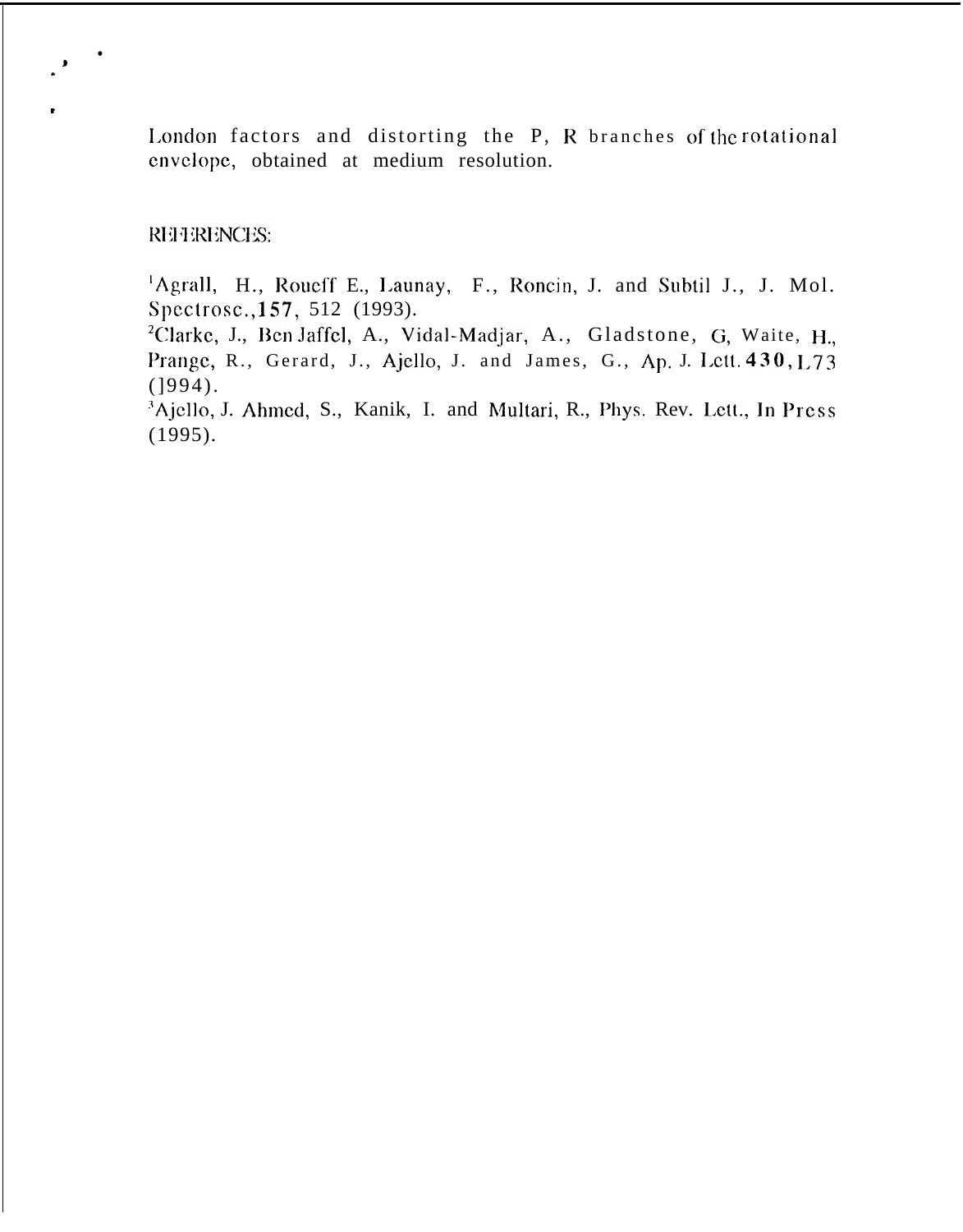London factors and distorting the P, R branches of the rotational envelope, obtained at medium resolution.

REFERENCES:

[1]Agrall, H., Roueff E., Launay, F., Roncin, J. and Subtil J., J. Mol. Spectrosc., **157**, 512 (1993).
[2]Clarke, J., Ben Jaffel, A., Vidal-Madjar, A., Gladstone, G, Waite, H., Prange, R., Gerard, J., Ajello, J. and James, G., Ap. J. Lett. **430**, L73 (1994).
[3]Ajello, J. Ahmed, S., Kanik, I. and Multari, R., Phys. Rev. Lett., In Press (1995).